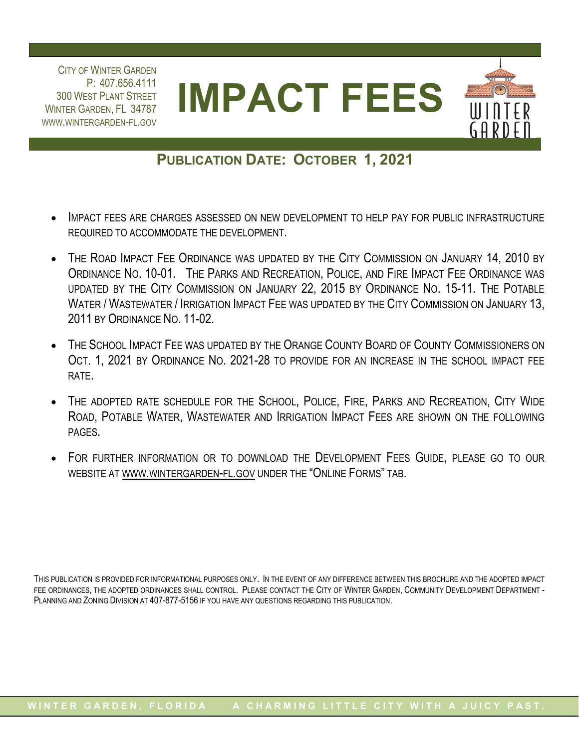City of Winter Garden
P: 407.656.4111
300 West Plant Street
Winter Garden, FL 34787
www.wintergarden-fl.gov

# IMPACT FEES

## Publication Date: October 1, 2021

- Impact fees are charges assessed on new development to help pay for public infrastructure required to accommodate the development.
- The Road Impact Fee Ordinance was updated by the City Commission on January 14, 2010 by Ordinance No. 10-01. The Parks and Recreation, Police, and Fire Impact Fee Ordinance was updated by the City Commission on January 22, 2015 by Ordinance No. 15-11. The Potable Water / Wastewater / Irrigation Impact Fee was updated by the City Commission on January 13, 2011 by Ordinance No. 11-02.
- The School Impact Fee was updated by the Orange County Board of County Commissioners on Oct. 1, 2021 by Ordinance No. 2021-28 to provide for an increase in the school impact fee rate.
- The adopted rate schedule for the School, Police, Fire, Parks and Recreation, City Wide Road, Potable Water, Wastewater and Irrigation Impact Fees are shown on the following pages.
- For further information or to download the Development Fees Guide, please go to our website at www.wintergarden-fl.gov under the "Online Forms" tab.

This publication is provided for informational purposes only. In the event of any difference between this brochure and the adopted impact fee ordinances, the adopted ordinances shall control. Please contact the City of Winter Garden, Community Development Department - Planning and Zoning Division at 407-877-5156 if you have any questions regarding this publication.

Winter Garden, Florida A charming little city with a juicy past.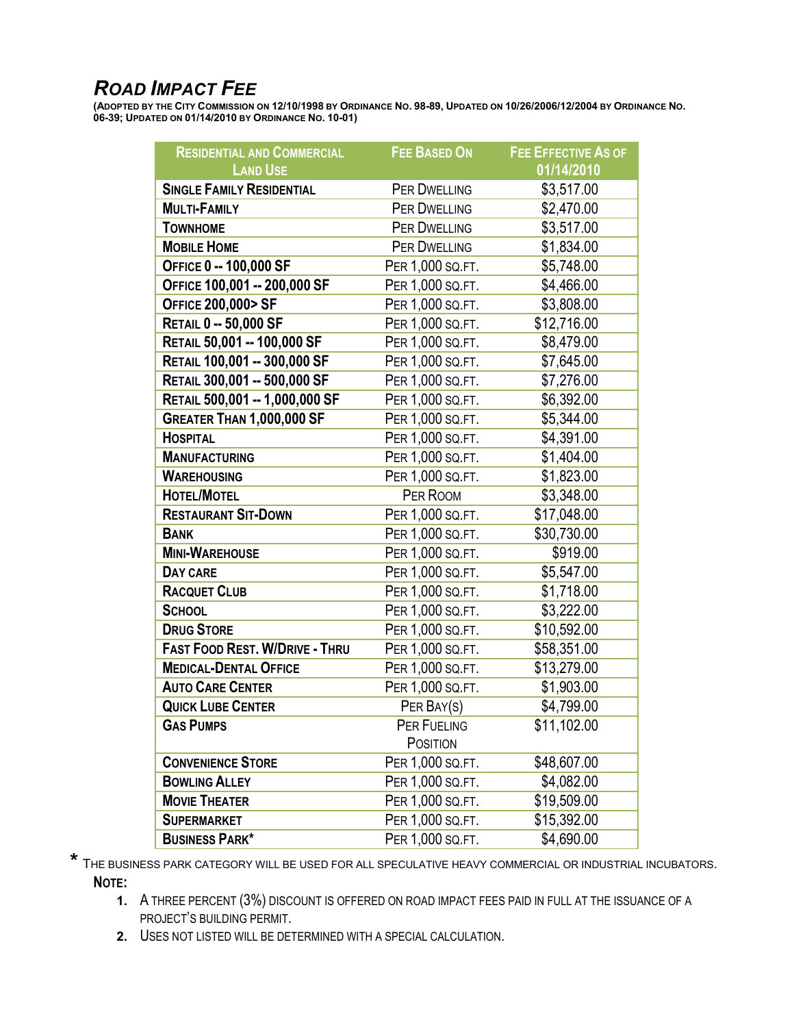## *ROAD IMPACT FEE*

**(ADOPTED BY THE CITY COMMISSION ON 12/10/1998 BY ORDINANCE NO. 98-89, UPDATED ON 10/26/2006/12/2004 BY ORDINANCE NO. 06-39; UPDATED ON 01/14/2010 BY ORDINANCE NO. 10-01)**

| RESIDENTIAL AND COMMERCIAL LAND USE | FEE BASED ON | FEE EFFECTIVE AS OF 01/14/2010 |
|---|---|---|
| SINGLE FAMILY RESIDENTIAL | PER DWELLING | $3,517.00 |
| MULTI-FAMILY | PER DWELLING | $2,470.00 |
| TOWNHOME | PER DWELLING | $3,517.00 |
| MOBILE HOME | PER DWELLING | $1,834.00 |
| OFFICE 0 -- 100,000 SF | PER 1,000 SQ.FT. | $5,748.00 |
| OFFICE 100,001 -- 200,000 SF | PER 1,000 SQ.FT. | $4,466.00 |
| OFFICE 200,000> SF | PER 1,000 SQ.FT. | $3,808.00 |
| RETAIL 0 -- 50,000 SF | PER 1,000 SQ.FT. | $12,716.00 |
| RETAIL 50,001 -- 100,000 SF | PER 1,000 SQ.FT. | $8,479.00 |
| RETAIL 100,001 -- 300,000 SF | PER 1,000 SQ.FT. | $7,645.00 |
| RETAIL 300,001 -- 500,000 SF | PER 1,000 SQ.FT. | $7,276.00 |
| RETAIL 500,001 -- 1,000,000 SF | PER 1,000 SQ.FT. | $6,392.00 |
| GREATER THAN 1,000,000 SF | PER 1,000 SQ.FT. | $5,344.00 |
| HOSPITAL | PER 1,000 SQ.FT. | $4,391.00 |
| MANUFACTURING | PER 1,000 SQ.FT. | $1,404.00 |
| WAREHOUSING | PER 1,000 SQ.FT. | $1,823.00 |
| HOTEL/MOTEL | PER ROOM | $3,348.00 |
| RESTAURANT SIT-DOWN | PER 1,000 SQ.FT. | $17,048.00 |
| BANK | PER 1,000 SQ.FT. | $30,730.00 |
| MINI-WAREHOUSE | PER 1,000 SQ.FT. | $919.00 |
| DAY CARE | PER 1,000 SQ.FT. | $5,547.00 |
| RACQUET CLUB | PER 1,000 SQ.FT. | $1,718.00 |
| SCHOOL | PER 1,000 SQ.FT. | $3,222.00 |
| DRUG STORE | PER 1,000 SQ.FT. | $10,592.00 |
| FAST FOOD REST. W/DRIVE - THRU | PER 1,000 SQ.FT. | $58,351.00 |
| MEDICAL-DENTAL OFFICE | PER 1,000 SQ.FT. | $13,279.00 |
| AUTO CARE CENTER | PER 1,000 SQ.FT. | $1,903.00 |
| QUICK LUBE CENTER | PER BAY(S) | $4,799.00 |
| GAS PUMPS | PER FUELING POSITION | $11,102.00 |
| CONVENIENCE STORE | PER 1,000 SQ.FT. | $48,607.00 |
| BOWLING ALLEY | PER 1,000 SQ.FT. | $4,082.00 |
| MOVIE THEATER | PER 1,000 SQ.FT. | $19,509.00 |
| SUPERMARKET | PER 1,000 SQ.FT. | $15,392.00 |
| BUSINESS PARK* | PER 1,000 SQ.FT. | $4,690.00 |

\* THE BUSINESS PARK CATEGORY WILL BE USED FOR ALL SPECULATIVE HEAVY COMMERCIAL OR INDUSTRIAL INCUBATORS.

**NOTE:**

1. A THREE PERCENT (3%) DISCOUNT IS OFFERED ON ROAD IMPACT FEES PAID IN FULL AT THE ISSUANCE OF A PROJECT'S BUILDING PERMIT.
2. USES NOT LISTED WILL BE DETERMINED WITH A SPECIAL CALCULATION.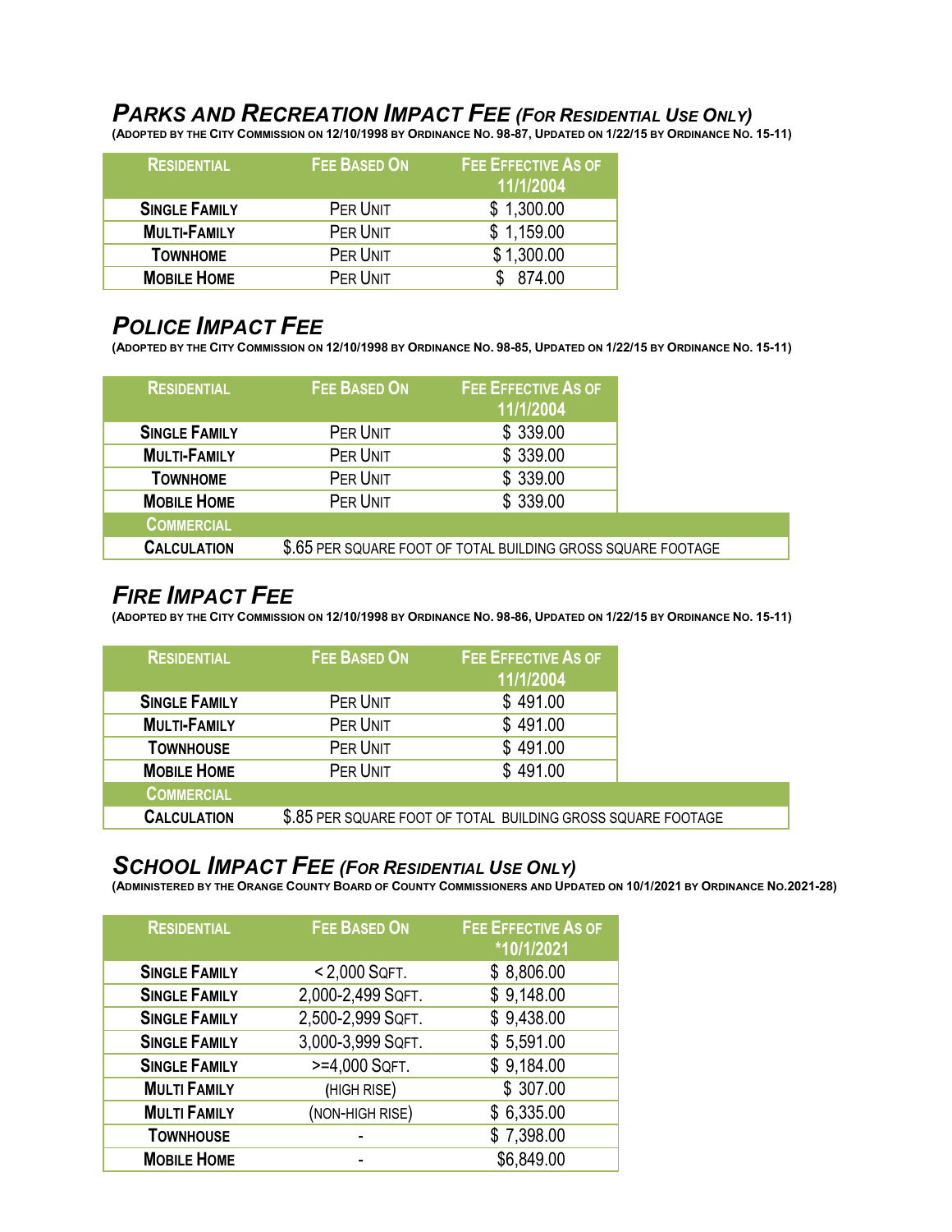## *Parks and Recreation Impact Fee (For Residential Use Only)*

**(Adopted by the City Commission on 12/10/1998 by Ordinance No. 98-87, Updated on 1/22/15 by Ordinance No. 15-11)**

| Residential | Fee Based On | Fee Effective As of 11/1/2004 |
|---|---|---|
| **Single Family** | Per Unit | $ 1,300.00 |
| **Multi-Family** | Per Unit | $ 1,159.00 |
| **Townhome** | Per Unit | $ 1,300.00 |
| **Mobile Home** | Per Unit | $ 874.00 |

## *Police Impact Fee*

**(Adopted by the City Commission on 12/10/1998 by Ordinance No. 98-85, Updated on 1/22/15 by Ordinance No. 15-11)**

| Residential | Fee Based On | Fee Effective As of 11/1/2004 |
|---|---|---|
| **Single Family** | Per Unit | $ 339.00 |
| **Multi-Family** | Per Unit | $ 339.00 |
| **Townhome** | Per Unit | $ 339.00 |
| **Mobile Home** | Per Unit | $ 339.00 |
| **Commercial** | | |
| **Calculation** | $.65 per square foot of total building gross square footage | |

## *Fire Impact Fee*

**(Adopted by the City Commission on 12/10/1998 by Ordinance No. 98-86, Updated on 1/22/15 by Ordinance No. 15-11)**

| Residential | Fee Based On | Fee Effective As of 11/1/2004 |
|---|---|---|
| **Single Family** | Per Unit | $ 491.00 |
| **Multi-Family** | Per Unit | $ 491.00 |
| **Townhouse** | Per Unit | $ 491.00 |
| **Mobile Home** | Per Unit | $ 491.00 |
| **Commercial** | | |
| **Calculation** | $.85 per square foot of total building gross square footage | |

## *School Impact Fee (For Residential Use Only)*

**(Administered by the Orange County Board of County Commissioners and Updated on 10/1/2021 by Ordinance No.2021-28)**

| Residential | Fee Based On | Fee Effective As of *10/1/2021 |
|---|---|---|
| **Single Family** | < 2,000 Sqft. | $ 8,806.00 |
| **Single Family** | 2,000-2,499 Sqft. | $ 9,148.00 |
| **Single Family** | 2,500-2,999 Sqft. | $ 9,438.00 |
| **Single Family** | 3,000-3,999 Sqft. | $ 5,591.00 |
| **Single Family** | >=4,000 Sqft. | $ 9,184.00 |
| **Multi Family** | (High Rise) | $ 307.00 |
| **Multi Family** | (Non-High Rise) | $ 6,335.00 |
| **Townhouse** | - | $ 7,398.00 |
| **Mobile Home** | - | $6,849.00 |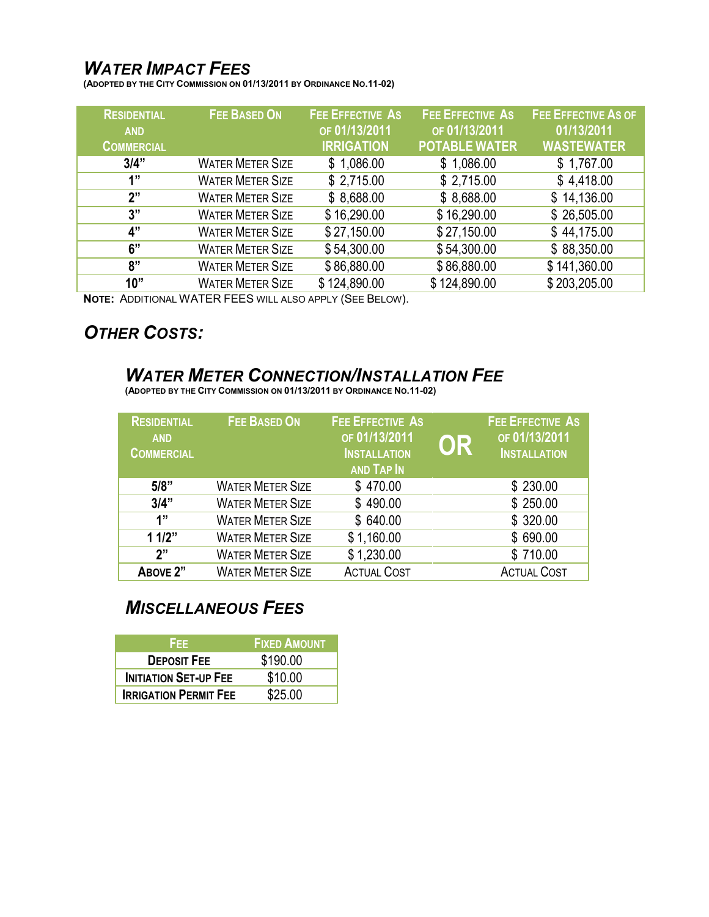## *WATER IMPACT FEES*

**(ADOPTED BY THE CITY COMMISSION ON 01/13/2011 BY ORDINANCE NO.11-02)**

| RESIDENTIAL AND COMMERCIAL | FEE BASED ON | FEE EFFECTIVE AS OF 01/13/2011 IRRIGATION | FEE EFFECTIVE AS OF 01/13/2011 POTABLE WATER | FEE EFFECTIVE AS OF 01/13/2011 WASTEWATER |
|---|---|---|---|---|
| **3/4"** | WATER METER SIZE | $ 1,086.00 | $ 1,086.00 | $ 1,767.00 |
| **1"** | WATER METER SIZE | $ 2,715.00 | $ 2,715.00 | $ 4,418.00 |
| **2"** | WATER METER SIZE | $ 8,688.00 | $ 8,688.00 | $ 14,136.00 |
| **3"** | WATER METER SIZE | $ 16,290.00 | $ 16,290.00 | $ 26,505.00 |
| **4"** | WATER METER SIZE | $ 27,150.00 | $ 27,150.00 | $ 44,175.00 |
| **6"** | WATER METER SIZE | $ 54,300.00 | $ 54,300.00 | $ 88,350.00 |
| **8"** | WATER METER SIZE | $ 86,880.00 | $ 86,880.00 | $ 141,360.00 |
| **10"** | WATER METER SIZE | $ 124,890.00 | $ 124,890.00 | $ 203,205.00 |

**NOTE:** ADDITIONAL WATER FEES WILL ALSO APPLY (SEE BELOW).

## *OTHER COSTS:*

### *WATER METER CONNECTION/INSTALLATION FEE*

**(ADOPTED BY THE CITY COMMISSION ON 01/13/2011 BY ORDINANCE NO.11-02)**

| RESIDENTIAL AND COMMERCIAL | FEE BASED ON | FEE EFFECTIVE AS OF 01/13/2011 INSTALLATION AND TAP IN | OR | FEE EFFECTIVE AS OF 01/13/2011 INSTALLATION |
|---|---|---|---|---|
| **5/8"** | WATER METER SIZE | $ 470.00 | | $ 230.00 |
| **3/4"** | WATER METER SIZE | $ 490.00 | | $ 250.00 |
| **1"** | WATER METER SIZE | $ 640.00 | | $ 320.00 |
| **1 1/2"** | WATER METER SIZE | $ 1,160.00 | | $ 690.00 |
| **2"** | WATER METER SIZE | $ 1,230.00 | | $ 710.00 |
| **ABOVE 2"** | WATER METER SIZE | ACTUAL COST | | ACTUAL COST |

### *MISCELLANEOUS FEES*

| FEE | FIXED AMOUNT |
|---|---|
| **DEPOSIT FEE** | $190.00 |
| **INITIATION SET-UP FEE** | $10.00 |
| **IRRIGATION PERMIT FEE** | $25.00 |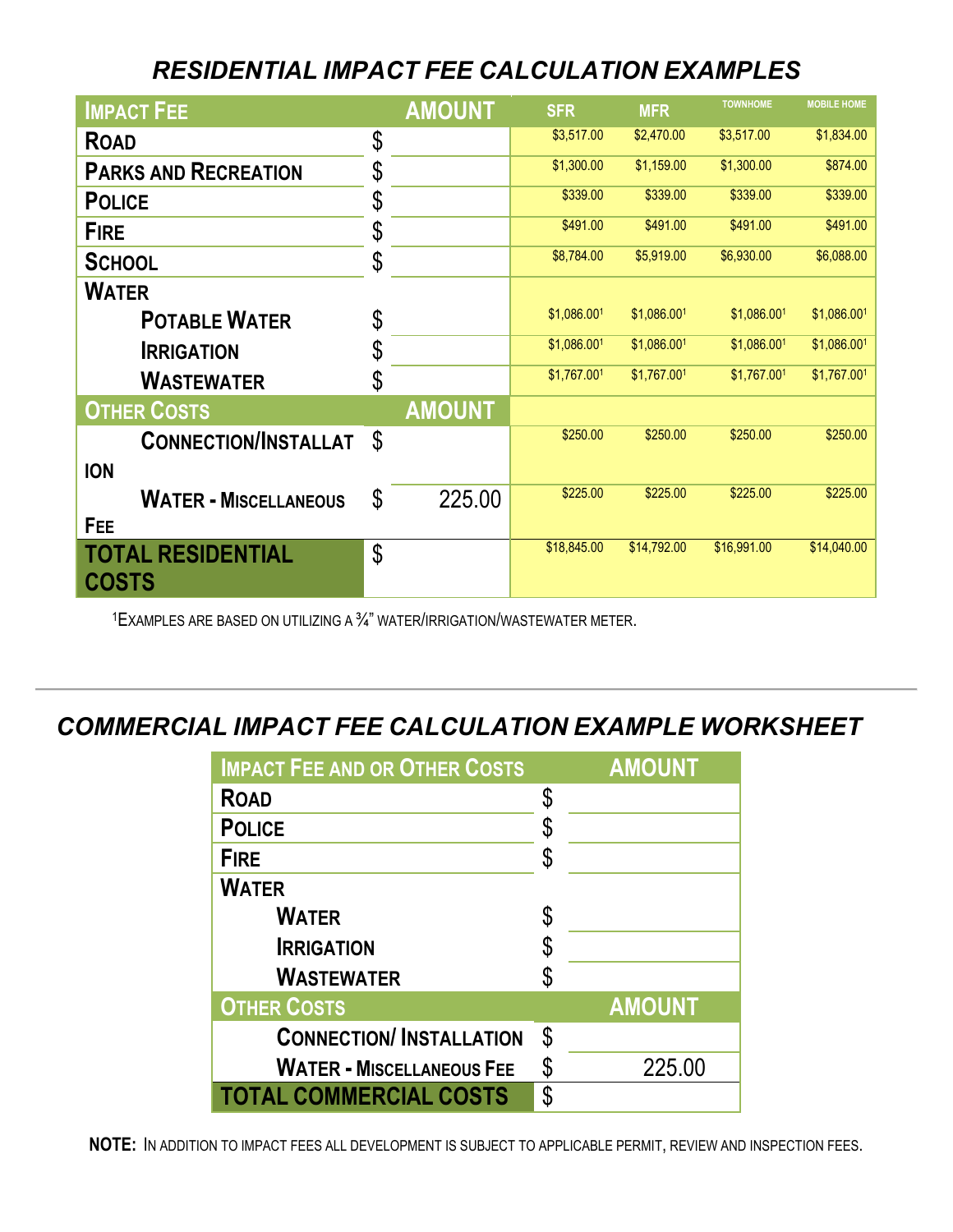## *RESIDENTIAL IMPACT FEE CALCULATION EXAMPLES*

| IMPACT FEE | | AMOUNT | SFR | MFR | TOWNHOME | MOBILE HOME |
|---|---|---|---|---|---|---|
| ROAD | $ | | $3,517.00 | $2,470.00 | $3,517.00 | $1,834.00 |
| PARKS AND RECREATION | $ | | $1,300.00 | $1,159.00 | $1,300.00 | $874.00 |
| POLICE | $ | | $339.00 | $339.00 | $339.00 | $339.00 |
| FIRE | $ | | $491.00 | $491.00 | $491.00 | $491.00 |
| SCHOOL | $ | | $8,784.00 | $5,919.00 | $6,930.00 | $6,088.00 |
| WATER | | | | | | |
| POTABLE WATER | $ | | $1,086.00[1] | $1,086.00[1] | $1,086.00[1] | $1,086.00[1] |
| IRRIGATION | $ | | $1,086.00[1] | $1,086.00[1] | $1,086.00[1] | $1,086.00[1] |
| WASTEWATER | $ | | $1,767.00[1] | $1,767.00[1] | $1,767.00[1] | $1,767.00[1] |
| **OTHER COSTS** | | **AMOUNT** | | | | |
| CONNECTION/INSTALLATION | $ | | $250.00 | $250.00 | $250.00 | $250.00 |
| WATER - MISCELLANEOUS FEE | $ | 225.00 | $225.00 | $225.00 | $225.00 | $225.00 |
| **TOTAL RESIDENTIAL COSTS** | $ | | $18,845.00 | $14,792.00 | $16,991.00 | $14,040.00 |

[1]EXAMPLES ARE BASED ON UTILIZING A ¾" WATER/IRRIGATION/WASTEWATER METER.

---

## *COMMERCIAL IMPACT FEE CALCULATION EXAMPLE WORKSHEET*

| IMPACT FEE AND OR OTHER COSTS | | AMOUNT |
|---|---|---|
| ROAD | $ | |
| POLICE | $ | |
| FIRE | $ | |
| WATER | | |
| WATER | $ | |
| IRRIGATION | $ | |
| WASTEWATER | $ | |
| **OTHER COSTS** | | **AMOUNT** |
| CONNECTION/ INSTALLATION | $ | |
| WATER - MISCELLANEOUS FEE | $ | 225.00 |
| **TOTAL COMMERCIAL COSTS** | $ | |

**NOTE:** IN ADDITION TO IMPACT FEES ALL DEVELOPMENT IS SUBJECT TO APPLICABLE PERMIT, REVIEW AND INSPECTION FEES.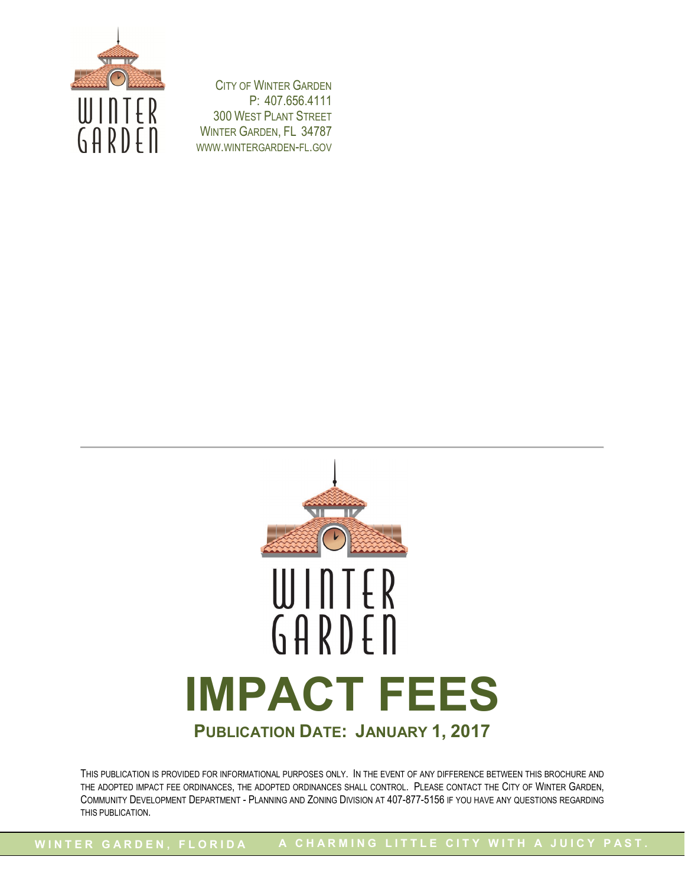City of Winter Garden
P: 407.656.4111
300 West Plant Street
Winter Garden, FL 34787
www.wintergarden-fl.gov

WINTER GARDEN

# IMPACT FEES

**PUBLICATION DATE: JANUARY 1, 2017**

THIS PUBLICATION IS PROVIDED FOR INFORMATIONAL PURPOSES ONLY. IN THE EVENT OF ANY DIFFERENCE BETWEEN THIS BROCHURE AND THE ADOPTED IMPACT FEE ORDINANCES, THE ADOPTED ORDINANCES SHALL CONTROL. PLEASE CONTACT THE CITY OF WINTER GARDEN, COMMUNITY DEVELOPMENT DEPARTMENT - PLANNING AND ZONING DIVISION AT 407-877-5156 IF YOU HAVE ANY QUESTIONS REGARDING THIS PUBLICATION.

WINTER GARDEN, FLORIDA    A CHARMING LITTLE CITY WITH A JUICY PAST.